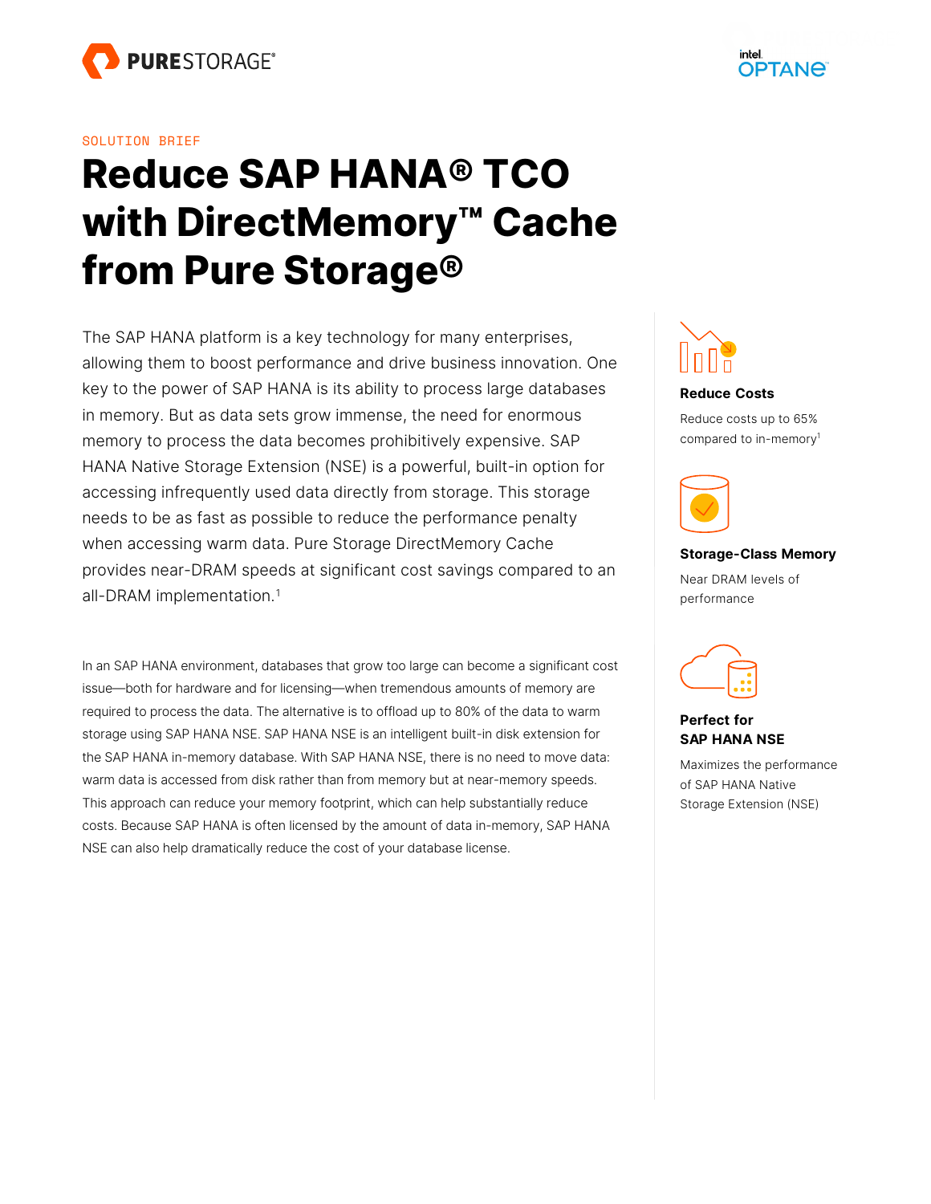SOLUTION BRIEF

# Reduce SAP HANA® TCO with DirectMemory™ Cache from Pure Storage®

The SAP HANA platform is a key technology for many enterprises, allowing them to boost performance and drive business innovation. One key to the power of SAP HANA is its ability to process large databases in memory. But as data sets grow immense, the need for enormous memory to process the data becomes prohibitively expensive. SAP HANA Native Storage Extension (NSE) is a powerful, built-in option for accessing infrequently used data directly from storage. This storage needs to be as fast as possible to reduce the performance penalty when accessing warm data. Pure Storage DirectMemory Cache provides near-DRAM speeds at significant cost savings compared to an all-DRAM implementation.[1]

In an SAP HANA environment, databases that grow too large can become a significant cost issue—both for hardware and for licensing—when tremendous amounts of memory are required to process the data. The alternative is to offload up to 80% of the data to warm storage using SAP HANA NSE. SAP HANA NSE is an intelligent built-in disk extension for the SAP HANA in-memory database. With SAP HANA NSE, there is no need to move data: warm data is accessed from disk rather than from memory but at near-memory speeds. This approach can reduce your memory footprint, which can help substantially reduce costs. Because SAP HANA is often licensed by the amount of data in-memory, SAP HANA NSE can also help dramatically reduce the cost of your database license.

**Reduce Costs**

Reduce costs up to 65% compared to in-memory[1]

**Storage-Class Memory**

Near DRAM levels of performance

**Perfect for SAP HANA NSE**

Maximizes the performance of SAP HANA Native Storage Extension (NSE)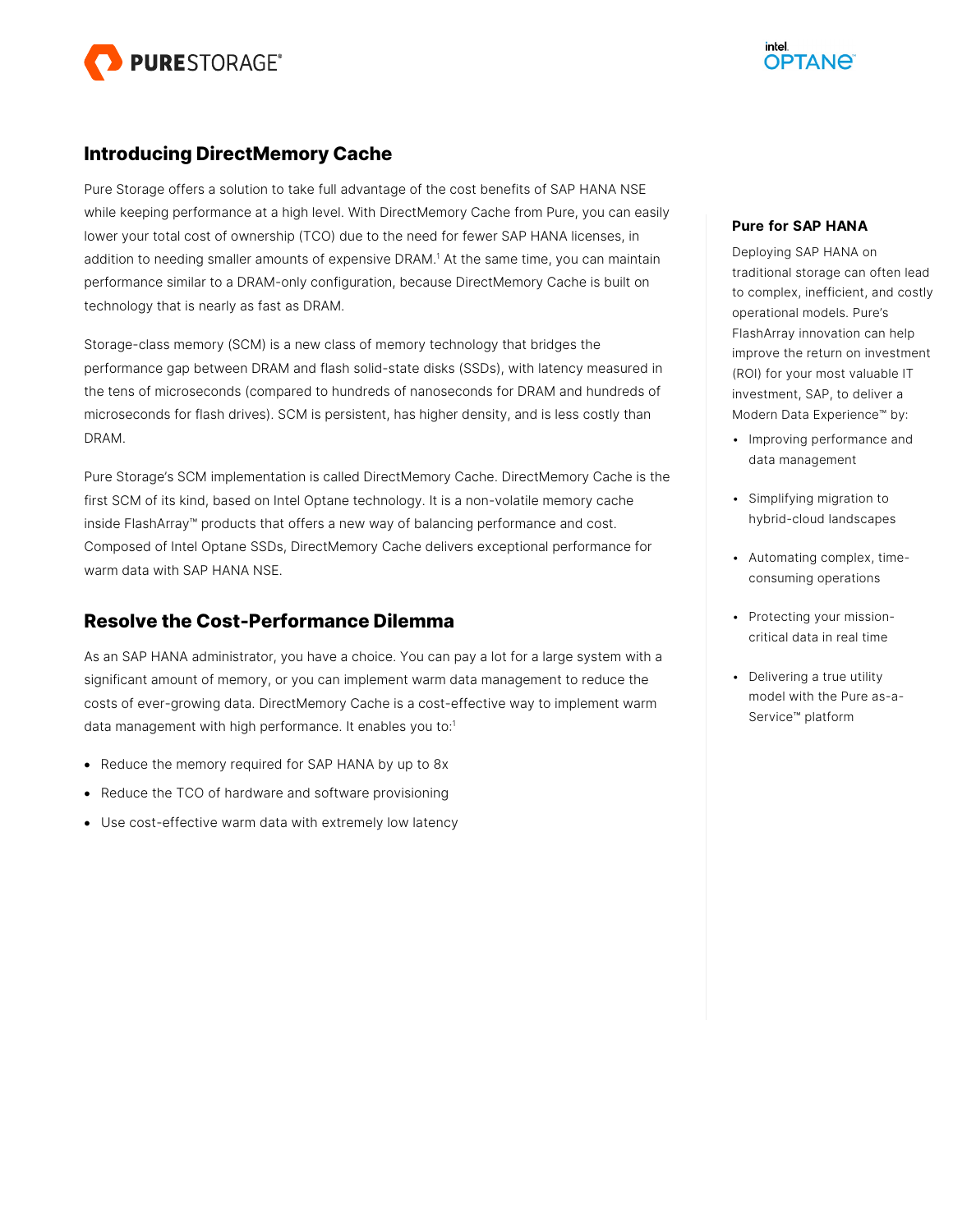## Introducing DirectMemory Cache

Pure Storage offers a solution to take full advantage of the cost benefits of SAP HANA NSE while keeping performance at a high level. With DirectMemory Cache from Pure, you can easily lower your total cost of ownership (TCO) due to the need for fewer SAP HANA licenses, in addition to needing smaller amounts of expensive DRAM.[1] At the same time, you can maintain performance similar to a DRAM-only configuration, because DirectMemory Cache is built on technology that is nearly as fast as DRAM.

Storage-class memory (SCM) is a new class of memory technology that bridges the performance gap between DRAM and flash solid-state disks (SSDs), with latency measured in the tens of microseconds (compared to hundreds of nanoseconds for DRAM and hundreds of microseconds for flash drives). SCM is persistent, has higher density, and is less costly than DRAM.

Pure Storage's SCM implementation is called DirectMemory Cache. DirectMemory Cache is the first SCM of its kind, based on Intel Optane technology. It is a non-volatile memory cache inside FlashArray™ products that offers a new way of balancing performance and cost. Composed of Intel Optane SSDs, DirectMemory Cache delivers exceptional performance for warm data with SAP HANA NSE.

## Resolve the Cost-Performance Dilemma

As an SAP HANA administrator, you have a choice. You can pay a lot for a large system with a significant amount of memory, or you can implement warm data management to reduce the costs of ever-growing data. DirectMemory Cache is a cost-effective way to implement warm data management with high performance. It enables you to:[1]

- Reduce the memory required for SAP HANA by up to 8x
- Reduce the TCO of hardware and software provisioning
- Use cost-effective warm data with extremely low latency

### Pure for SAP HANA

Deploying SAP HANA on traditional storage can often lead to complex, inefficient, and costly operational models. Pure's FlashArray innovation can help improve the return on investment (ROI) for your most valuable IT investment, SAP, to deliver a Modern Data Experience™ by:

- Improving performance and data management
- Simplifying migration to hybrid-cloud landscapes
- Automating complex, time-consuming operations
- Protecting your mission-critical data in real time
- Delivering a true utility model with the Pure as-a-Service™ platform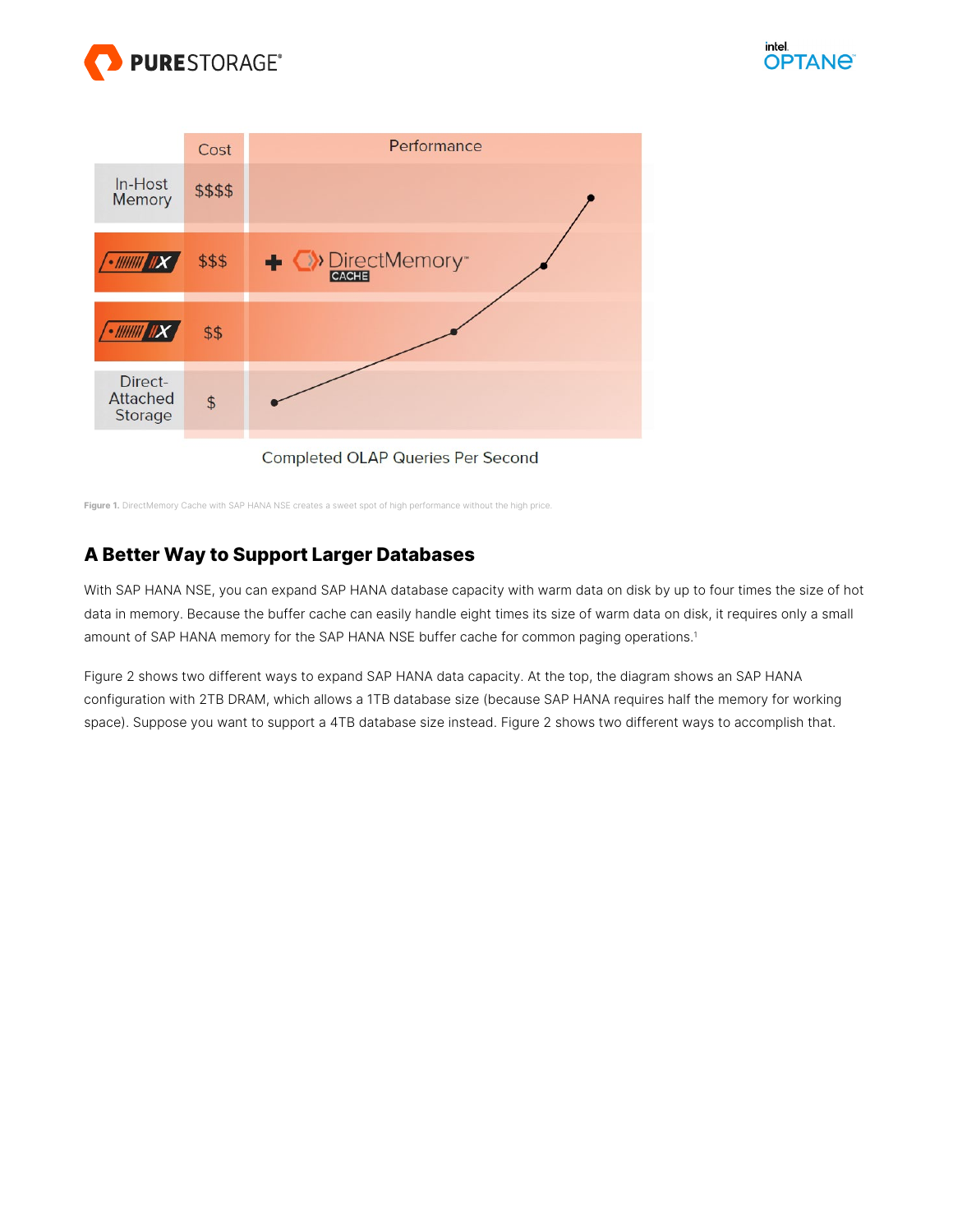| | Cost | Performance |
|---|---|---|
| In-Host Memory | $$$$ | |
| //X | $$$ | + DirectMemory™ CACHE |
| //X | $$ | |
| Direct-Attached Storage | $ | |
| | | Completed OLAP Queries Per Second |

**Figure 1.** DirectMemory Cache with SAP HANA NSE creates a sweet spot of high performance without the high price.

## A Better Way to Support Larger Databases

With SAP HANA NSE, you can expand SAP HANA database capacity with warm data on disk by up to four times the size of hot data in memory. Because the buffer cache can easily handle eight times its size of warm data on disk, it requires only a small amount of SAP HANA memory for the SAP HANA NSE buffer cache for common paging operations.[1]

Figure 2 shows two different ways to expand SAP HANA data capacity. At the top, the diagram shows an SAP HANA configuration with 2TB DRAM, which allows a 1TB database size (because SAP HANA requires half the memory for working space). Suppose you want to support a 4TB database size instead. Figure 2 shows two different ways to accomplish that.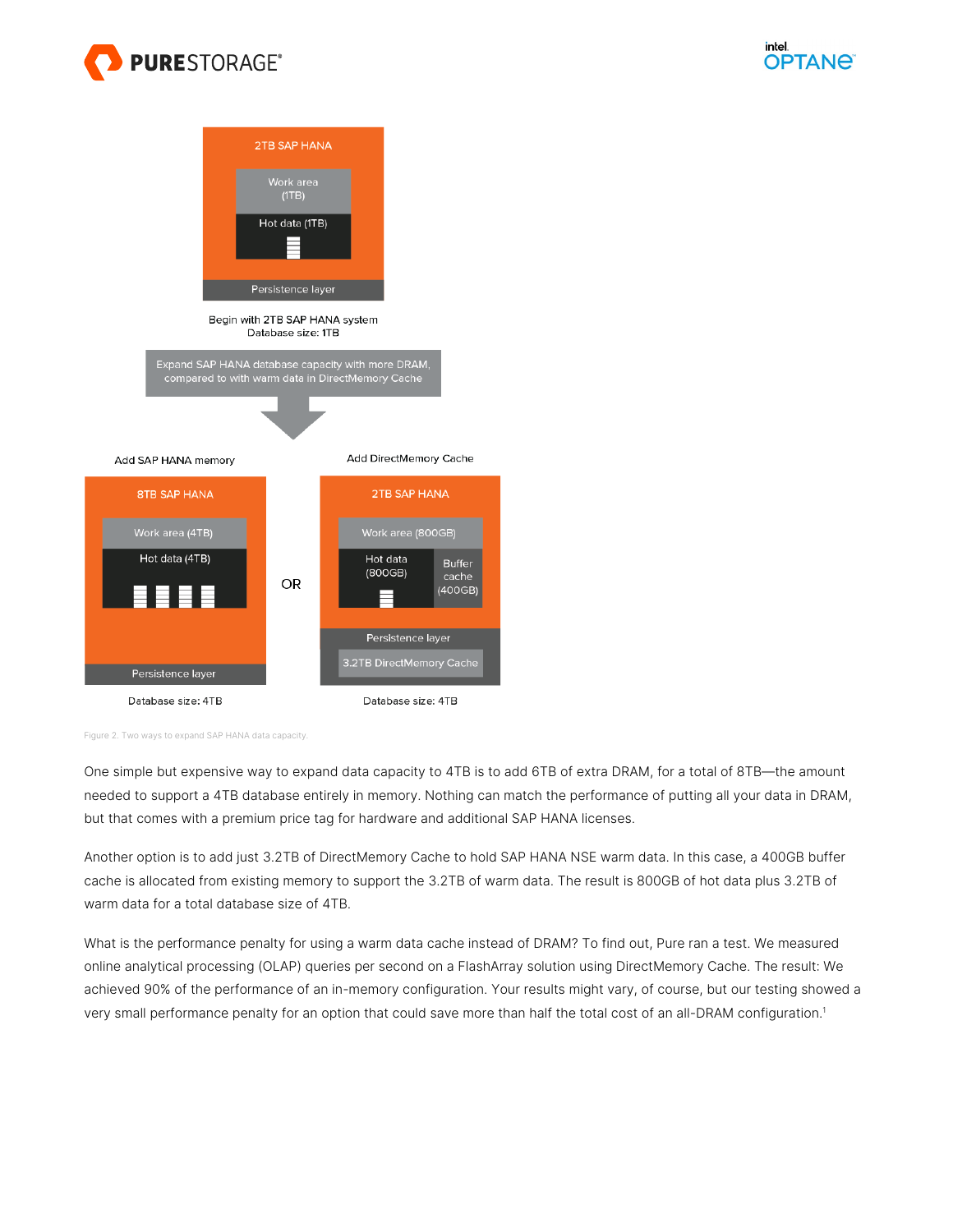2TB SAP HANA

Work area (1TB)

Hot data (1TB)

Persistence layer

Begin with 2TB SAP HANA system
Database size: 1TB

Expand SAP HANA database capacity with more DRAM, compared to with warm data in DirectMemory Cache

| Add SAP HANA memory | | Add DirectMemory Cache |
|---|---|---|
| 8TB SAP HANA | OR | 2TB SAP HANA |
| Work area (4TB) | | Work area (800GB) |
| Hot data (4TB) | | Hot data (800GB), Buffer cache (400GB) |
| Persistence layer | | Persistence layer |
| | | 3.2TB DirectMemory Cache |
| Database size: 4TB | | Database size: 4TB |

Figure 2. Two ways to expand SAP HANA data capacity.

One simple but expensive way to expand data capacity to 4TB is to add 6TB of extra DRAM, for a total of 8TB—the amount needed to support a 4TB database entirely in memory. Nothing can match the performance of putting all your data in DRAM, but that comes with a premium price tag for hardware and additional SAP HANA licenses.

Another option is to add just 3.2TB of DirectMemory Cache to hold SAP HANA NSE warm data. In this case, a 400GB buffer cache is allocated from existing memory to support the 3.2TB of warm data. The result is 800GB of hot data plus 3.2TB of warm data for a total database size of 4TB.

What is the performance penalty for using a warm data cache instead of DRAM? To find out, Pure ran a test. We measured online analytical processing (OLAP) queries per second on a FlashArray solution using DirectMemory Cache. The result: We achieved 90% of the performance of an in-memory configuration. Your results might vary, of course, but our testing showed a very small performance penalty for an option that could save more than half the total cost of an all-DRAM configuration.[1]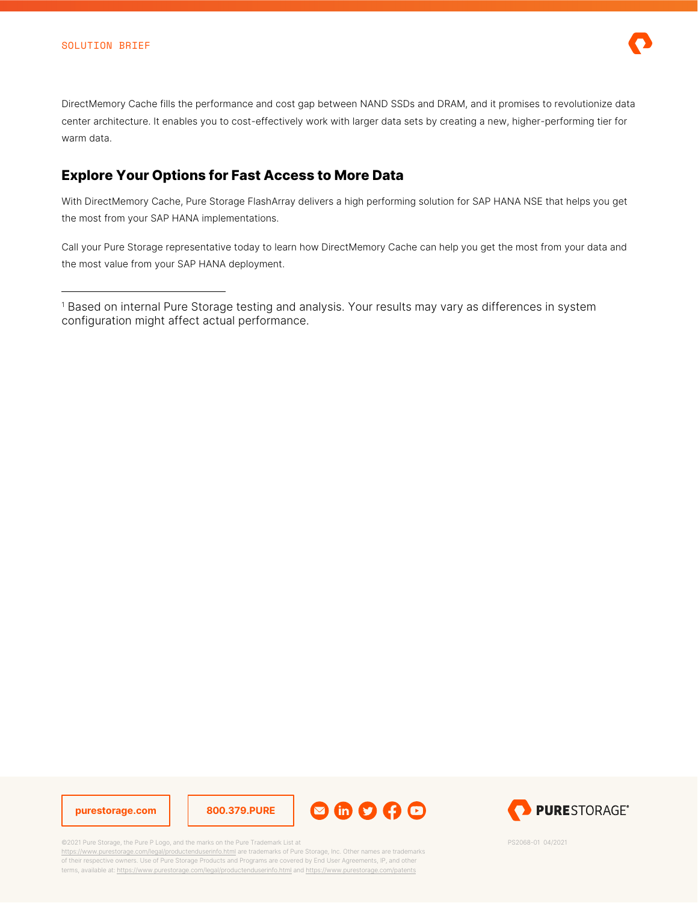DirectMemory Cache fills the performance and cost gap between NAND SSDs and DRAM, and it promises to revolutionize data center architecture. It enables you to cost-effectively work with larger data sets by creating a new, higher-performing tier for warm data.

## Explore Your Options for Fast Access to More Data

With DirectMemory Cache, Pure Storage FlashArray delivers a high performing solution for SAP HANA NSE that helps you get the most from your SAP HANA implementations.

Call your Pure Storage representative today to learn how DirectMemory Cache can help you get the most from your data and the most value from your SAP HANA deployment.

---

[1] Based on internal Pure Storage testing and analysis. Your results may vary as differences in system configuration might affect actual performance.

purestorage.com

800.379.PURE

©2021 Pure Storage, the Pure P Logo, and the marks on the Pure Trademark List at https://www.purestorage.com/legal/productenduserinfo.html are trademarks of Pure Storage, Inc. Other names are trademarks of their respective owners. Use of Pure Storage Products and Programs are covered by End User Agreements, IP, and other terms, available at: https://www.purestorage.com/legal/productenduserinfo.html and https://www.purestorage.com/patents

PS2068-01 04/2021